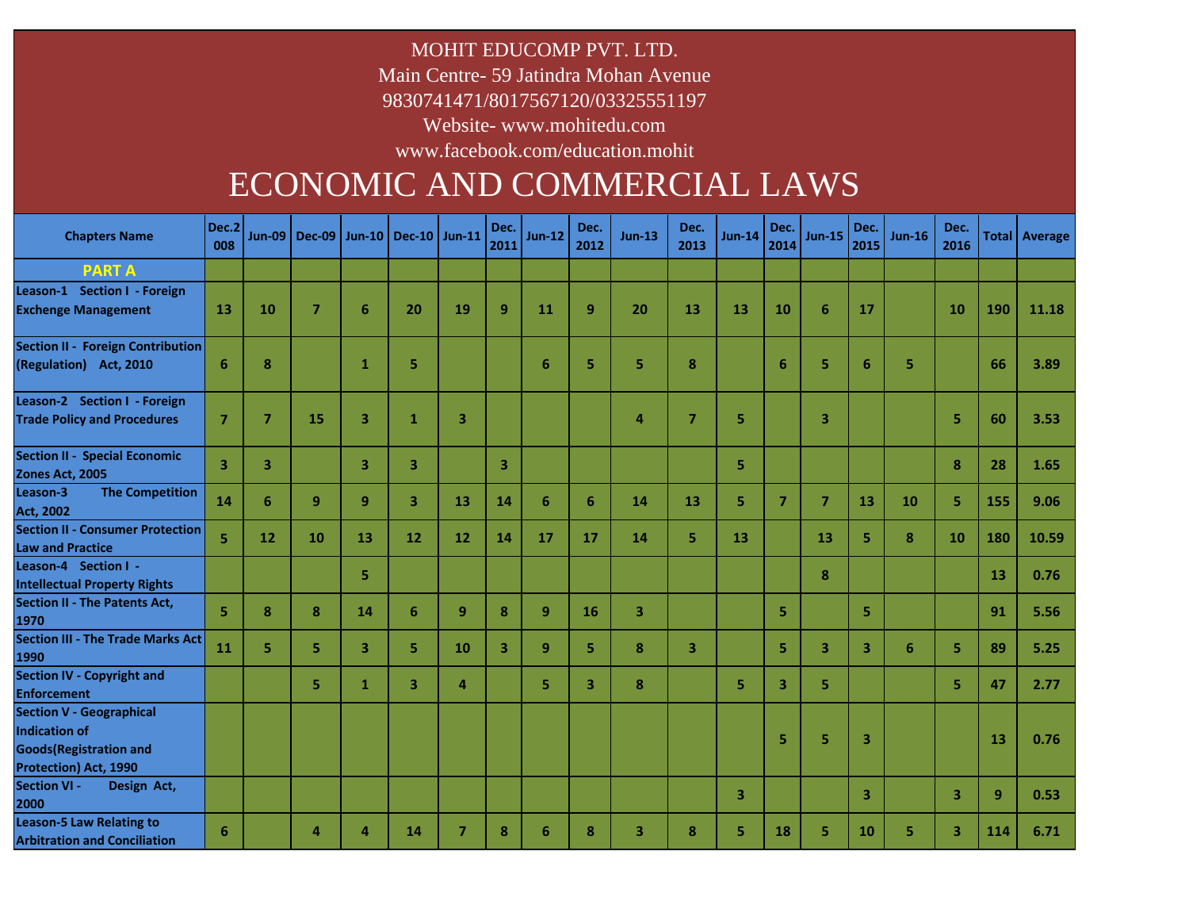MOHIT EDUCOMP PVT. LTD.

Main Centre- 59 Jatindra Mohan Avenue

9830741471/8017567120/03325551197

Website- www.mohitedu.com

www.facebook.com/education.mohit

# ECONOMIC AND COMMERCIAL LAWS

| Chapters Name | Dec.2008 | Jun-09 | Dec-09 | Jun-10 | Dec-10 | Jun-11 | Dec. 2011 | Jun-12 | Dec. 2012 | Jun-13 | Dec. 2013 | Jun-14 | Dec. 2014 | Jun-15 | Dec. 2015 | Jun-16 | Dec. 2016 | Total | Average |
|---|---|---|---|---|---|---|---|---|---|---|---|---|---|---|---|---|---|---|---|
| **PART A** | | | | | | | | | | | | | | | | | | | |
| Leason-1 Section I - Foreign Exchenge Management | 13 | 10 | 7 | 6 | 20 | 19 | 9 | 11 | 9 | 20 | 13 | 13 | 10 | 6 | 17 | | 10 | 190 | 11.18 |
| Section II - Foreign Contribution (Regulation) Act, 2010 | 6 | 8 | | 1 | 5 | | | 6 | 5 | 5 | 8 | | 6 | 5 | 6 | 5 | | 66 | 3.89 |
| Leason-2 Section I - Foreign Trade Policy and Procedures | 7 | 7 | 15 | 3 | 1 | 3 | | | | 4 | 7 | 5 | | 3 | | | 5 | 60 | 3.53 |
| Section II - Special Economic Zones Act, 2005 | 3 | 3 | | 3 | 3 | | 3 | | | | | 5 | | | | | 8 | 28 | 1.65 |
| Leason-3 The Competition Act, 2002 | 14 | 6 | 9 | 9 | 3 | 13 | 14 | 6 | 6 | 14 | 13 | 5 | 7 | 7 | 13 | 10 | 5 | 155 | 9.06 |
| Section II - Consumer Protection Law and Practice | 5 | 12 | 10 | 13 | 12 | 12 | 14 | 17 | 17 | 14 | 5 | 13 | | 13 | 5 | 8 | 10 | 180 | 10.59 |
| Leason-4 Section I - Intellectual Property Rights | | | | 5 | | | | | | | | | | 8 | | | | 13 | 0.76 |
| Section II - The Patents Act, 1970 | 5 | 8 | 8 | 14 | 6 | 9 | 8 | 9 | 16 | 3 | | | 5 | | 5 | | | 91 | 5.56 |
| Section III - The Trade Marks Act 1990 | 11 | 5 | 5 | 3 | 5 | 10 | 3 | 9 | 5 | 8 | 3 | | 5 | 3 | 3 | 6 | 5 | 89 | 5.25 |
| Section IV - Copyright and Enforcement | | | 5 | 1 | 3 | 4 | | 5 | 3 | 8 | | 5 | 3 | 5 | | | 5 | 47 | 2.77 |
| Section V - Geographical Indication of Goods(Registration and Protection) Act, 1990 | | | | | | | | | | | | | 5 | 5 | 3 | | | 13 | 0.76 |
| Section VI - Design Act, 2000 | | | | | | | | | | | | 3 | | | 3 | | 3 | 9 | 0.53 |
| Leason-5 Law Relating to Arbitration and Conciliation | 6 | | 4 | 4 | 14 | 7 | 8 | 6 | 8 | 3 | 8 | 5 | 18 | 5 | 10 | 5 | 3 | 114 | 6.71 |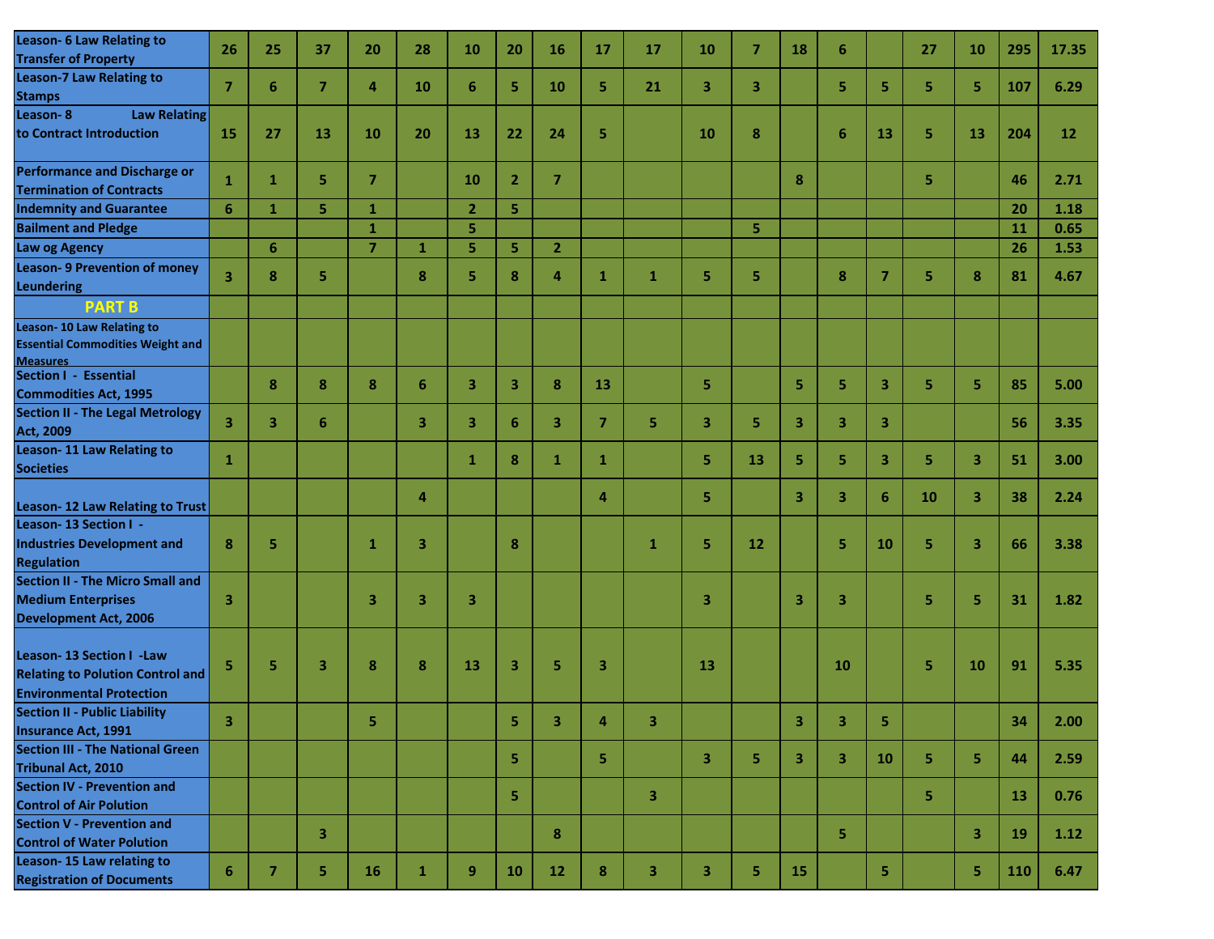| | | | | | | | | | | | | | | | | | | |
|---|---|---|---|---|---|---|---|---|---|---|---|---|---|---|---|---|---|---|
| **Leason- 6 Law Relating to Transfer of Property** | 26 | 25 | 37 | 20 | 28 | 10 | 20 | 16 | 17 | 17 | 10 | 7 | 18 | 6 | | 27 | 10 | 295 | 17.35 |
| **Leason-7 Law Relating to Stamps** | 7 | 6 | 7 | 4 | 10 | 6 | 5 | 10 | 5 | 21 | 3 | 3 | | 5 | 5 | 5 | 5 | 107 | 6.29 |
| **Leason- 8 Law Relating to Contract Introduction** | 15 | 27 | 13 | 10 | 20 | 13 | 22 | 24 | 5 | | 10 | 8 | | 6 | 13 | 5 | 13 | 204 | 12 |
| **Performance and Discharge or Termination of Contracts** | 1 | 1 | 5 | 7 | | 10 | 2 | 7 | | | | | 8 | | | 5 | | 46 | 2.71 |
| **Indemnity and Guarantee** | 6 | 1 | 5 | 1 | | 2 | 5 | | | | | | | | | | | 20 | 1.18 |
| **Bailment and Pledge** | | | | 1 | | 5 | | | | | | 5 | | | | | | 11 | 0.65 |
| **Law og Agency** | | 6 | | 7 | 1 | 5 | 5 | 2 | | | | | | | | | | 26 | 1.53 |
| **Leason- 9 Prevention of money Leundering** | 3 | 8 | 5 | | 8 | 5 | 8 | 4 | 1 | 1 | 5 | 5 | | 8 | 7 | 5 | 8 | 81 | 4.67 |
| **PART B** | | | | | | | | | | | | | | | | | | | |
| **Leason- 10 Law Relating to Essential Commodities Weight and Measures** | | | | | | | | | | | | | | | | | | | |
| **Section I - Essential Commodities Act, 1995** | | 8 | 8 | 8 | 6 | 3 | 3 | 8 | 13 | | 5 | | 5 | 5 | 3 | 5 | 5 | 85 | 5.00 |
| **Section II - The Legal Metrology Act, 2009** | 3 | 3 | 6 | | 3 | 3 | 6 | 3 | 7 | 5 | 3 | 5 | 3 | 3 | 3 | | | 56 | 3.35 |
| **Leason- 11 Law Relating to Societies** | 1 | | | | | 1 | 8 | 1 | 1 | | 5 | 13 | 5 | 5 | 3 | 5 | 3 | 51 | 3.00 |
| **Leason- 12 Law Relating to Trust** | | | | | 4 | | | | 4 | | 5 | | 3 | 3 | 6 | 10 | 3 | 38 | 2.24 |
| **Leason- 13 Section I - Industries Development and Regulation** | 8 | 5 | | 1 | 3 | | 8 | | | 1 | 5 | 12 | | 5 | 10 | 5 | 3 | 66 | 3.38 |
| **Section II - The Micro Small and Medium Enterprises Development Act, 2006** | 3 | | | 3 | 3 | 3 | | | | | 3 | | 3 | 3 | | 5 | 5 | 31 | 1.82 |
| **Leason- 13 Section I -Law Relating to Polution Control and Environmental Protection** | 5 | 5 | 3 | 8 | 8 | 13 | 3 | 5 | 3 | | 13 | | | 10 | | 5 | 10 | 91 | 5.35 |
| **Section II - Public Liability Insurance Act, 1991** | 3 | | | 5 | | | 5 | 3 | 4 | 3 | | | 3 | 3 | 5 | | | 34 | 2.00 |
| **Section III - The National Green Tribunal Act, 2010** | | | | | | | 5 | | 5 | | 3 | 5 | 3 | 3 | 10 | 5 | 5 | 44 | 2.59 |
| **Section IV - Prevention and Control of Air Polution** | | | | | | | 5 | | | 3 | | | | | | 5 | | 13 | 0.76 |
| **Section V - Prevention and Control of Water Polution** | | | 3 | | | | | 8 | | | | | | 5 | | | 3 | 19 | 1.12 |
| **Leason- 15 Law relating to Registration of Documents** | 6 | 7 | 5 | 16 | 1 | 9 | 10 | 12 | 8 | 3 | 3 | 5 | 15 | | 5 | | 5 | 110 | 6.47 |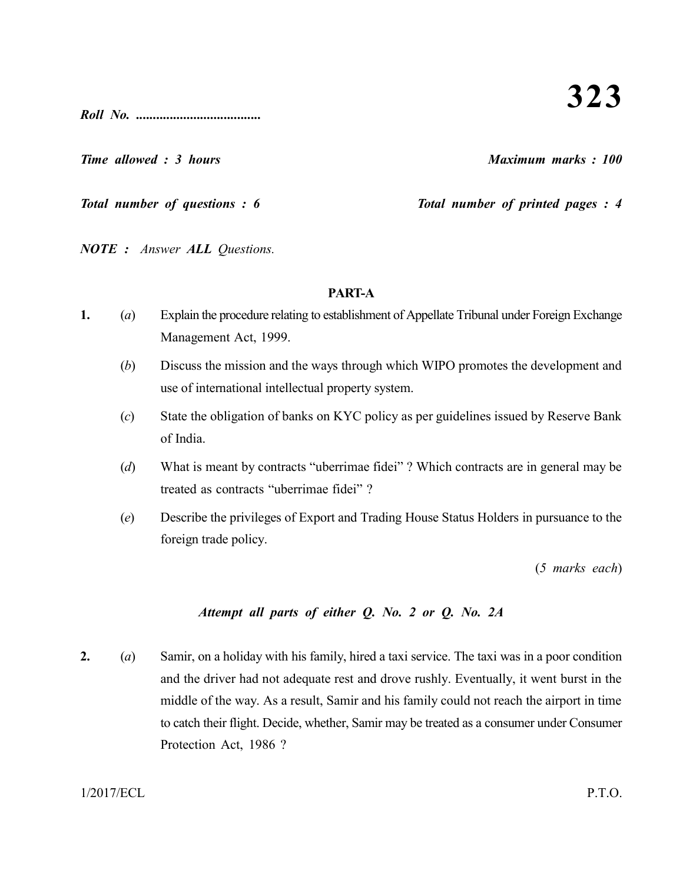**Roll No. ....................................**

# 323

***Time allowed : 3 hours*** ***Maximum marks : 100***

***Total number of questions : 6*** ***Total number of printed pages : 4***

***NOTE :*** *Answer* ***ALL*** *Questions.*

## PART-A

**1.** (*a*) Explain the procedure relating to establishment of Appellate Tribunal under Foreign Exchange Management Act, 1999.

(*b*) Discuss the mission and the ways through which WIPO promotes the development and use of international intellectual property system.

(*c*) State the obligation of banks on KYC policy as per guidelines issued by Reserve Bank of India.

(*d*) What is meant by contracts "uberrimae fidei" ? Which contracts are in general may be treated as contracts "uberrimae fidei" ?

(*e*) Describe the privileges of Export and Trading House Status Holders in pursuance to the foreign trade policy.

(*5 marks each*)

***Attempt all parts of either Q. No. 2 or Q. No. 2A***

**2.** (*a*) Samir, on a holiday with his family, hired a taxi service. The taxi was in a poor condition and the driver had not adequate rest and drove rushly. Eventually, it went burst in the middle of the way. As a result, Samir and his family could not reach the airport in time to catch their flight. Decide, whether, Samir may be treated as a consumer under Consumer Protection Act, 1986 ?

1/2017/ECL P.T.O.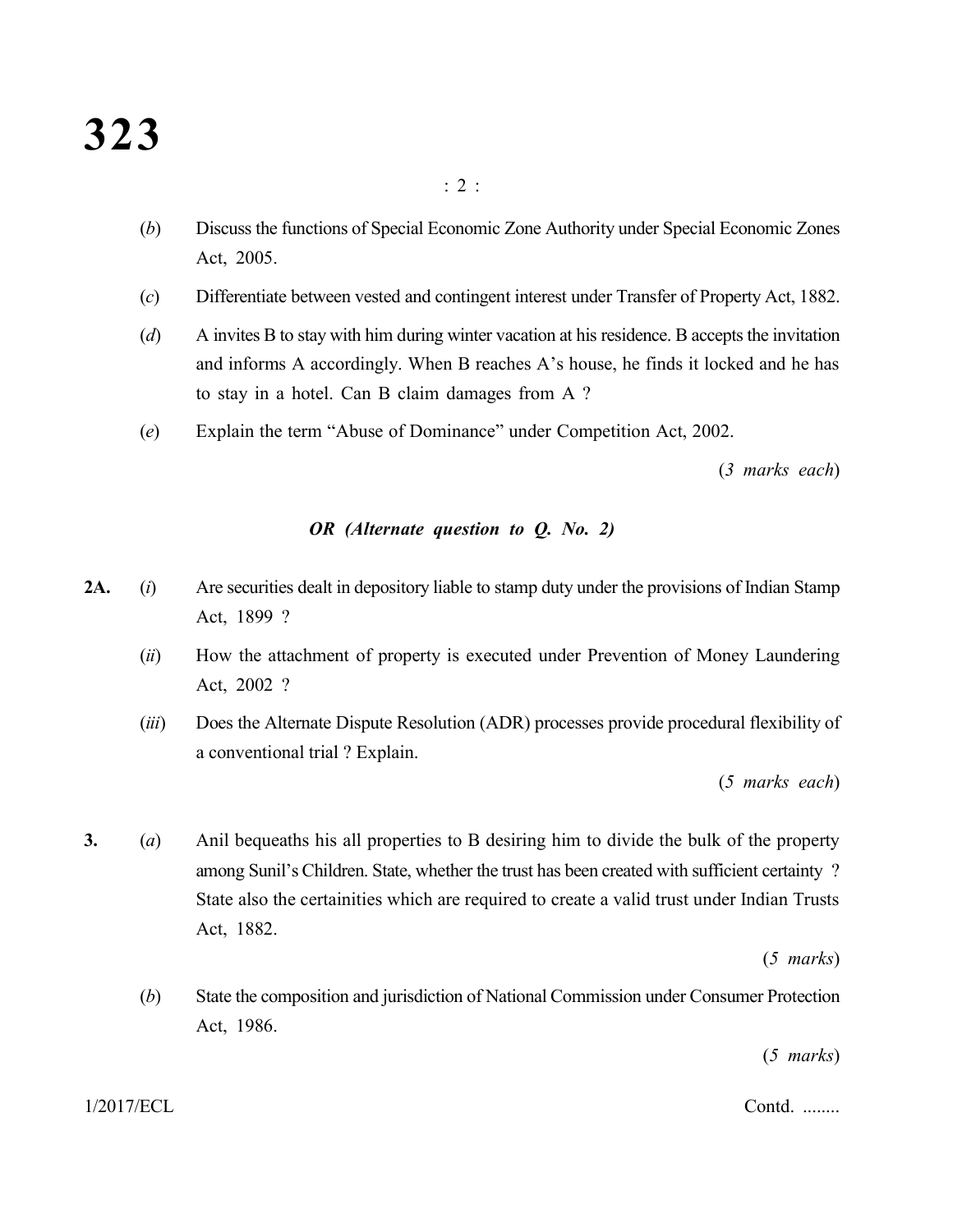(*b*) Discuss the functions of Special Economic Zone Authority under Special Economic Zones Act, 2005.

(*c*) Differentiate between vested and contingent interest under Transfer of Property Act, 1882.

(*d*) A invites B to stay with him during winter vacation at his residence. B accepts the invitation and informs A accordingly. When B reaches A's house, he finds it locked and he has to stay in a hotel. Can B claim damages from A ?

(*e*) Explain the term "Abuse of Dominance" under Competition Act, 2002.

(*3 marks each*)

***OR (Alternate question to Q. No. 2)***

**2A.** (*i*) Are securities dealt in depository liable to stamp duty under the provisions of Indian Stamp Act, 1899 ?

(*ii*) How the attachment of property is executed under Prevention of Money Laundering Act, 2002 ?

(*iii*) Does the Alternate Dispute Resolution (ADR) processes provide procedural flexibility of a conventional trial ? Explain.

(*5 marks each*)

**3.** (*a*) Anil bequeaths his all properties to B desiring him to divide the bulk of the property among Sunil's Children. State, whether the trust has been created with sufficient certainty ? State also the certainities which are required to create a valid trust under Indian Trusts Act, 1882.

(*5 marks*)

(*b*) State the composition and jurisdiction of National Commission under Consumer Protection Act, 1986.

(*5 marks*)

1/2017/ECL Contd. ........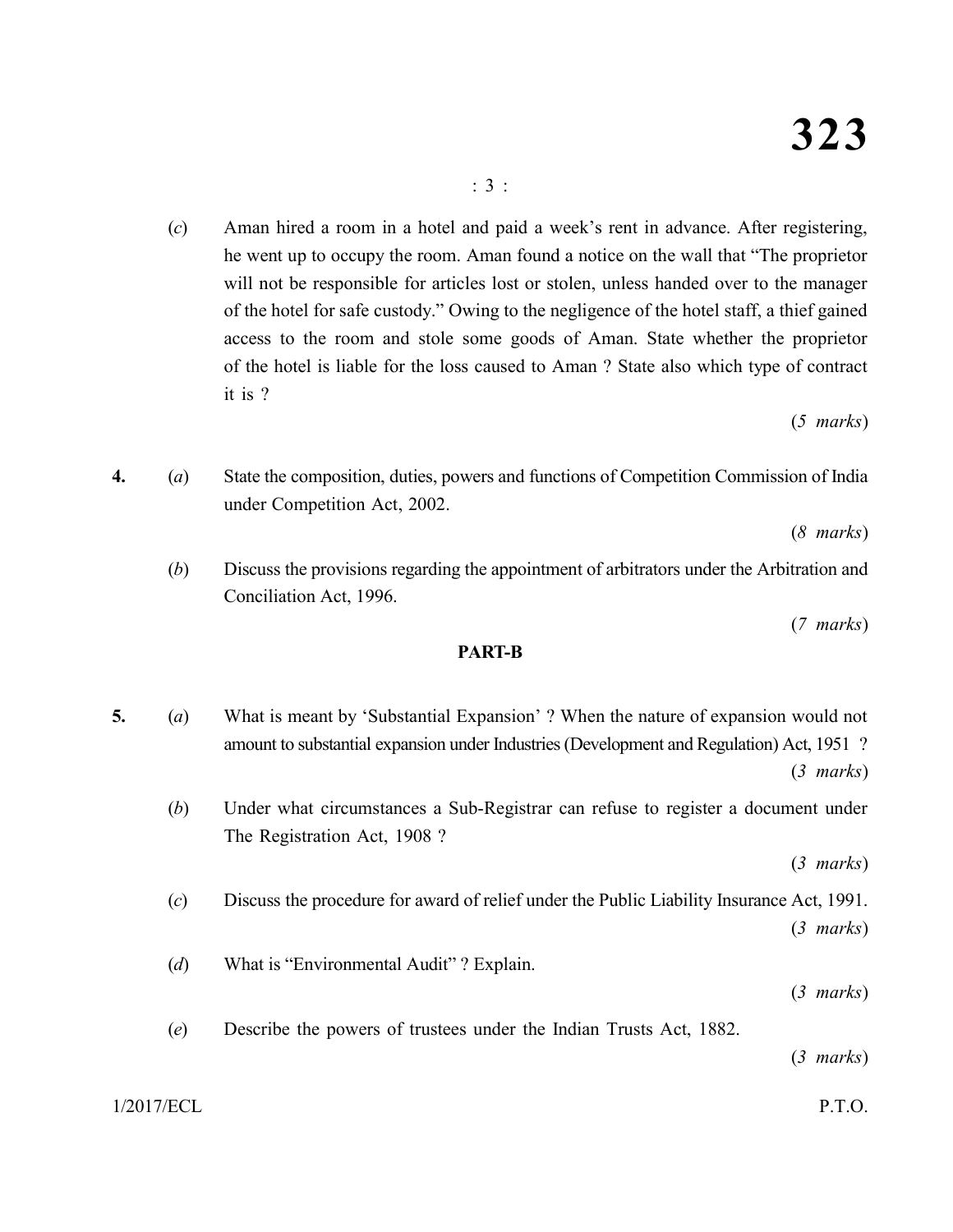(*c*) Aman hired a room in a hotel and paid a week's rent in advance. After registering, he went up to occupy the room. Aman found a notice on the wall that "The proprietor will not be responsible for articles lost or stolen, unless handed over to the manager of the hotel for safe custody." Owing to the negligence of the hotel staff, a thief gained access to the room and stole some goods of Aman. State whether the proprietor of the hotel is liable for the loss caused to Aman ? State also which type of contract it is ?

(*5 marks*)

**4.** (*a*) State the composition, duties, powers and functions of Competition Commission of India under Competition Act, 2002.

(*8 marks*)

(*b*) Discuss the provisions regarding the appointment of arbitrators under the Arbitration and Conciliation Act, 1996.

(*7 marks*)

## PART-B

**5.** (*a*) What is meant by 'Substantial Expansion' ? When the nature of expansion would not amount to substantial expansion under Industries (Development and Regulation) Act, 1951 ?

(*3 marks*)

(*b*) Under what circumstances a Sub-Registrar can refuse to register a document under The Registration Act, 1908 ?

(*3 marks*)

(*c*) Discuss the procedure for award of relief under the Public Liability Insurance Act, 1991.

(*3 marks*)

(*d*) What is "Environmental Audit" ? Explain.

(*3 marks*)

(*e*) Describe the powers of trustees under the Indian Trusts Act, 1882.

(*3 marks*)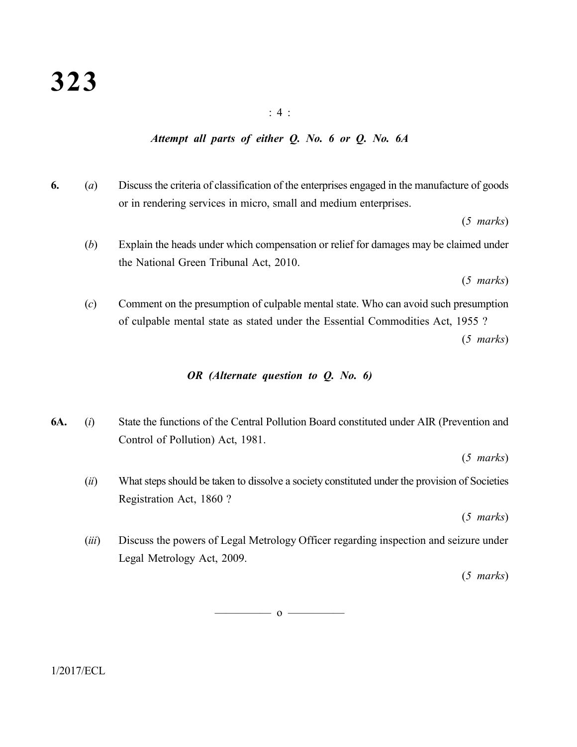*Attempt all parts of either Q. No. 6 or Q. No. 6A*

**6.** (*a*) Discuss the criteria of classification of the enterprises engaged in the manufacture of goods or in rendering services in micro, small and medium enterprises.

(*5 marks*)

(*b*) Explain the heads under which compensation or relief for damages may be claimed under the National Green Tribunal Act, 2010.

(*5 marks*)

(*c*) Comment on the presumption of culpable mental state. Who can avoid such presumption of culpable mental state as stated under the Essential Commodities Act, 1955 ?

(*5 marks*)

***OR (Alternate question to Q. No. 6)***

**6A.** (*i*) State the functions of the Central Pollution Board constituted under AIR (Prevention and Control of Pollution) Act, 1981.

(*5 marks*)

(*ii*) What steps should be taken to dissolve a society constituted under the provision of Societies Registration Act, 1860 ?

(*5 marks*)

(*iii*) Discuss the powers of Legal Metrology Officer regarding inspection and seizure under Legal Metrology Act, 2009.

(*5 marks*)

———— o ————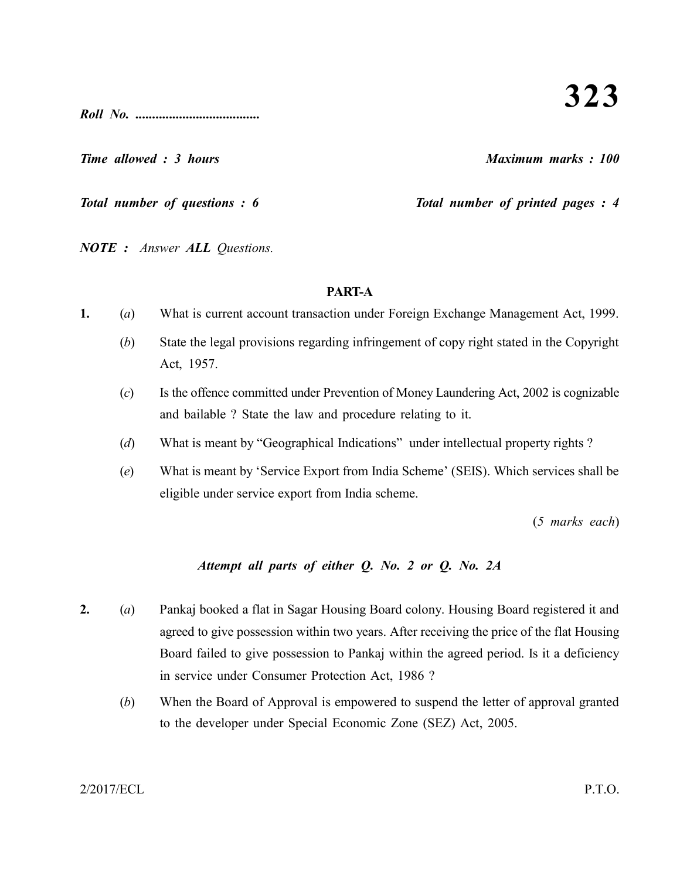# 323

*Roll No. ....................................*

*Time allowed : 3 hours* *Maximum marks : 100*

*Total number of questions : 6* *Total number of printed pages : 4*

***NOTE :*** *Answer **ALL** Questions.*

## PART-A

**1.** (*a*) What is current account transaction under Foreign Exchange Management Act, 1999.

(*b*) State the legal provisions regarding infringement of copy right stated in the Copyright Act, 1957.

(*c*) Is the offence committed under Prevention of Money Laundering Act, 2002 is cognizable and bailable ? State the law and procedure relating to it.

(*d*) What is meant by "Geographical Indications" under intellectual property rights ?

(*e*) What is meant by 'Service Export from India Scheme' (SEIS). Which services shall be eligible under service export from India scheme.

(*5 marks each*)

***Attempt all parts of either Q. No. 2 or Q. No. 2A***

**2.** (*a*) Pankaj booked a flat in Sagar Housing Board colony. Housing Board registered it and agreed to give possession within two years. After receiving the price of the flat Housing Board failed to give possession to Pankaj within the agreed period. Is it a deficiency in service under Consumer Protection Act, 1986 ?

(*b*) When the Board of Approval is empowered to suspend the letter of approval granted to the developer under Special Economic Zone (SEZ) Act, 2005.

2/2017/ECL P.T.O.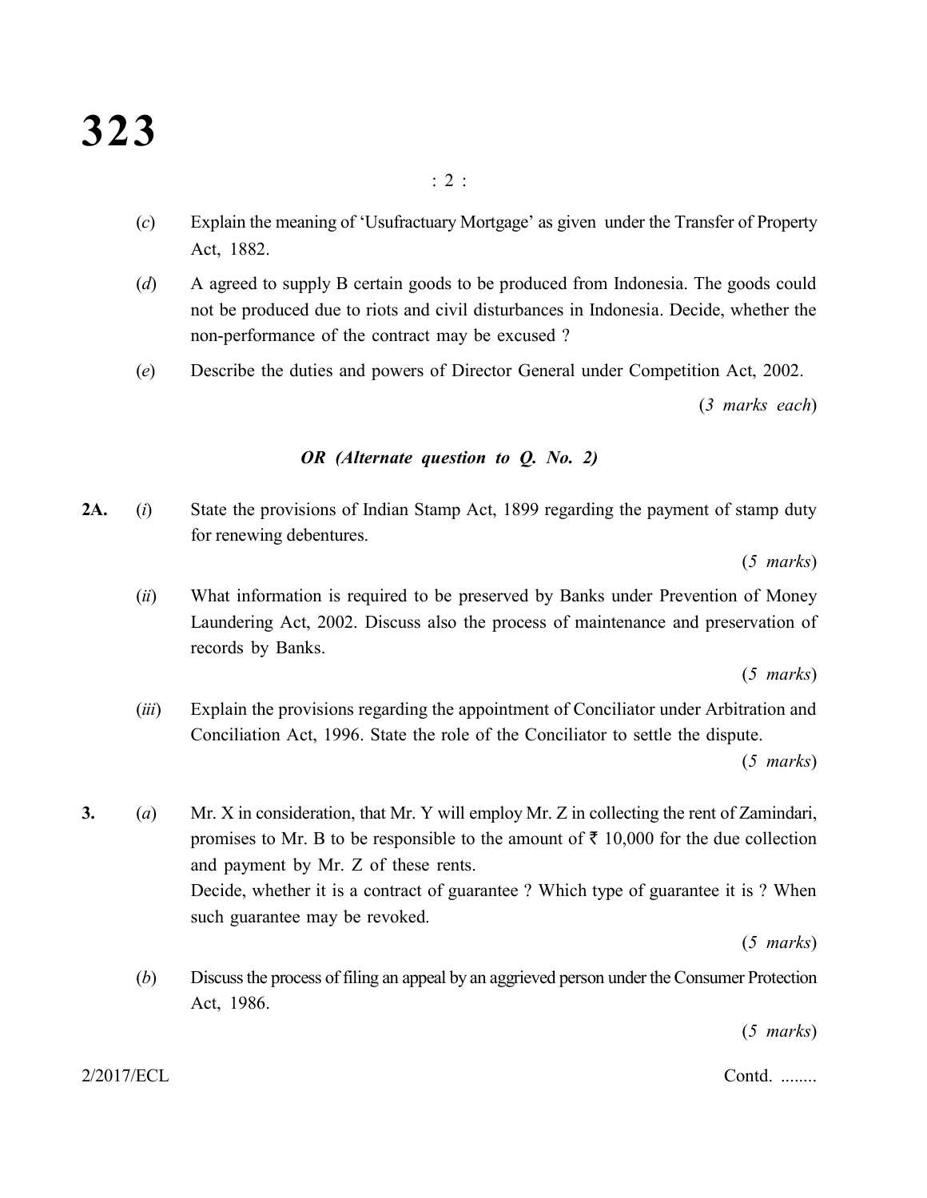(*c*) Explain the meaning of 'Usufractuary Mortgage' as given under the Transfer of Property Act, 1882.

(*d*) A agreed to supply B certain goods to be produced from Indonesia. The goods could not be produced due to riots and civil disturbances in Indonesia. Decide, whether the non-performance of the contract may be excused ?

(*e*) Describe the duties and powers of Director General under Competition Act, 2002.

(*3 marks each*)

***OR (Alternate question to Q. No. 2)***

**2A.** (*i*) State the provisions of Indian Stamp Act, 1899 regarding the payment of stamp duty for renewing debentures.

(*5 marks*)

(*ii*) What information is required to be preserved by Banks under Prevention of Money Laundering Act, 2002. Discuss also the process of maintenance and preservation of records by Banks.

(*5 marks*)

(*iii*) Explain the provisions regarding the appointment of Conciliator under Arbitration and Conciliation Act, 1996. State the role of the Conciliator to settle the dispute.

(*5 marks*)

**3.** (*a*) Mr. X in consideration, that Mr. Y will employ Mr. Z in collecting the rent of Zamindari, promises to Mr. B to be responsible to the amount of ₹ 10,000 for the due collection and payment by Mr. Z of these rents.

Decide, whether it is a contract of guarantee ? Which type of guarantee it is ? When such guarantee may be revoked.

(*5 marks*)

(*b*) Discuss the process of filing an appeal by an aggrieved person under the Consumer Protection Act, 1986.

(*5 marks*)

2/2017/ECL Contd. ........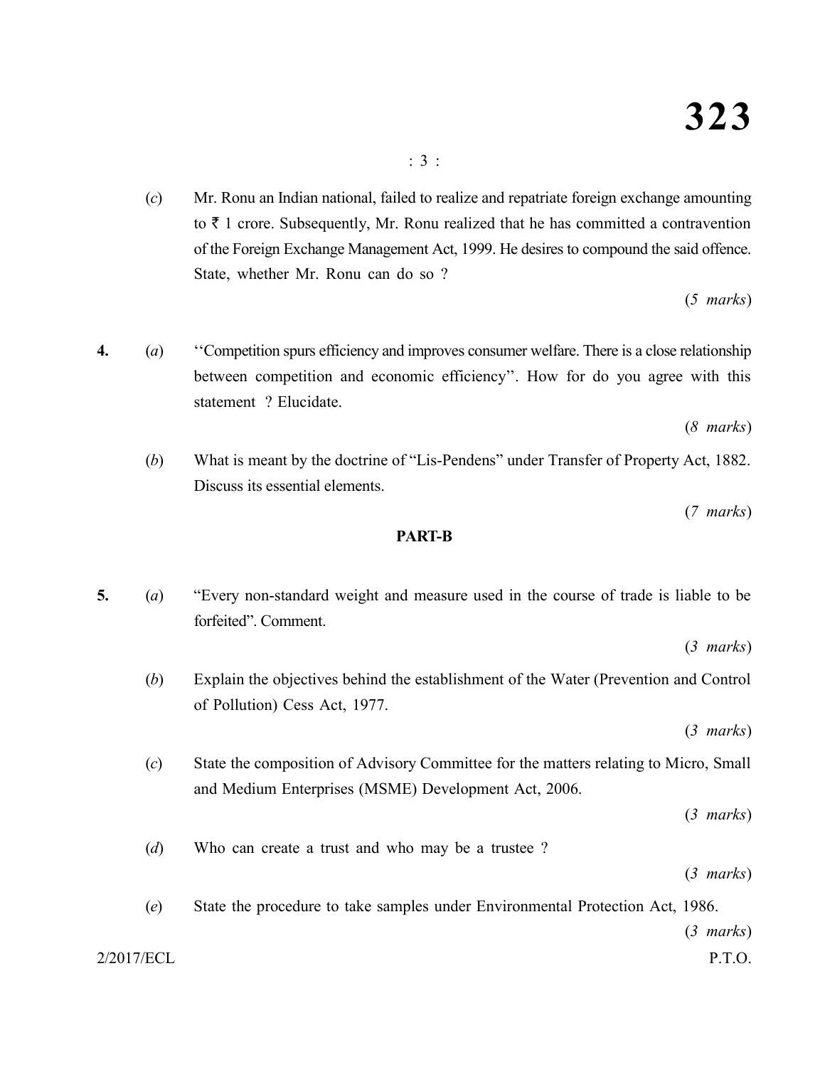(c) Mr. Ronu an Indian national, failed to realize and repatriate foreign exchange amounting to ₹ 1 crore. Subsequently, Mr. Ronu realized that he has committed a contravention of the Foreign Exchange Management Act, 1999. He desires to compound the said offence. State, whether Mr. Ronu can do so ?

(*5 marks*)

**4.** (a) ''Competition spurs efficiency and improves consumer welfare. There is a close relationship between competition and economic efficiency''. How for do you agree with this statement ? Elucidate.

(*8 marks*)

(b) What is meant by the doctrine of "Lis-Pendens" under Transfer of Property Act, 1882. Discuss its essential elements.

(*7 marks*)

## PART-B

**5.** (a) "Every non-standard weight and measure used in the course of trade is liable to be forfeited". Comment.

(*3 marks*)

(b) Explain the objectives behind the establishment of the Water (Prevention and Control of Pollution) Cess Act, 1977.

(*3 marks*)

(c) State the composition of Advisory Committee for the matters relating to Micro, Small and Medium Enterprises (MSME) Development Act, 2006.

(*3 marks*)

(d) Who can create a trust and who may be a trustee ?

(*3 marks*)

(e) State the procedure to take samples under Environmental Protection Act, 1986.

(*3 marks*)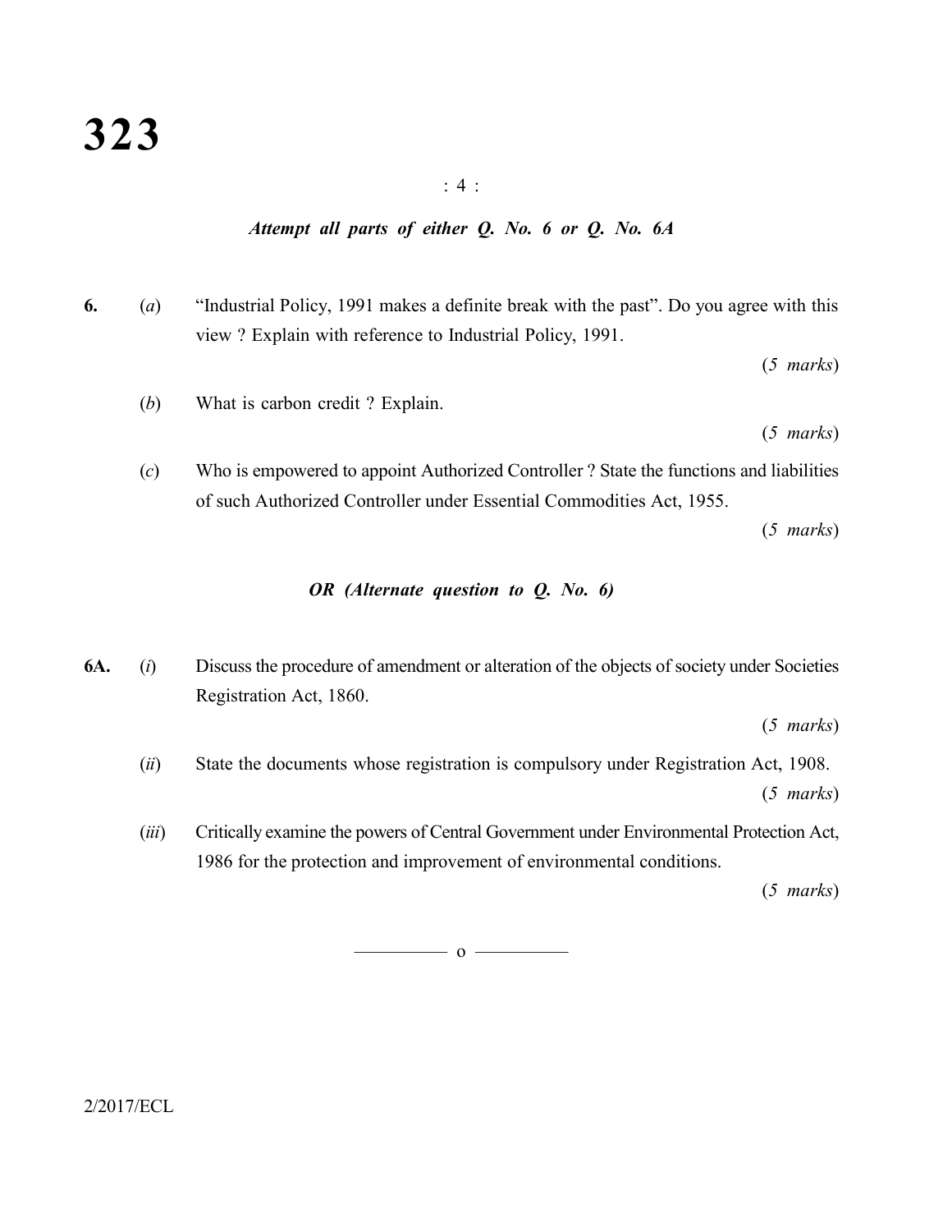*Attempt all parts of either Q. No. 6 or Q. No. 6A*

**6.** (*a*) "Industrial Policy, 1991 makes a definite break with the past". Do you agree with this view ? Explain with reference to Industrial Policy, 1991.

(*5 marks*)

(*b*) What is carbon credit ? Explain.

(*5 marks*)

(*c*) Who is empowered to appoint Authorized Controller ? State the functions and liabilities of such Authorized Controller under Essential Commodities Act, 1955.

(*5 marks*)

***OR (Alternate question to Q. No. 6)***

**6A.** (*i*) Discuss the procedure of amendment or alteration of the objects of society under Societies Registration Act, 1860.

(*5 marks*)

(*ii*) State the documents whose registration is compulsory under Registration Act, 1908.

(*5 marks*)

(*iii*) Critically examine the powers of Central Government under Environmental Protection Act, 1986 for the protection and improvement of environmental conditions.

(*5 marks*)

——— o ———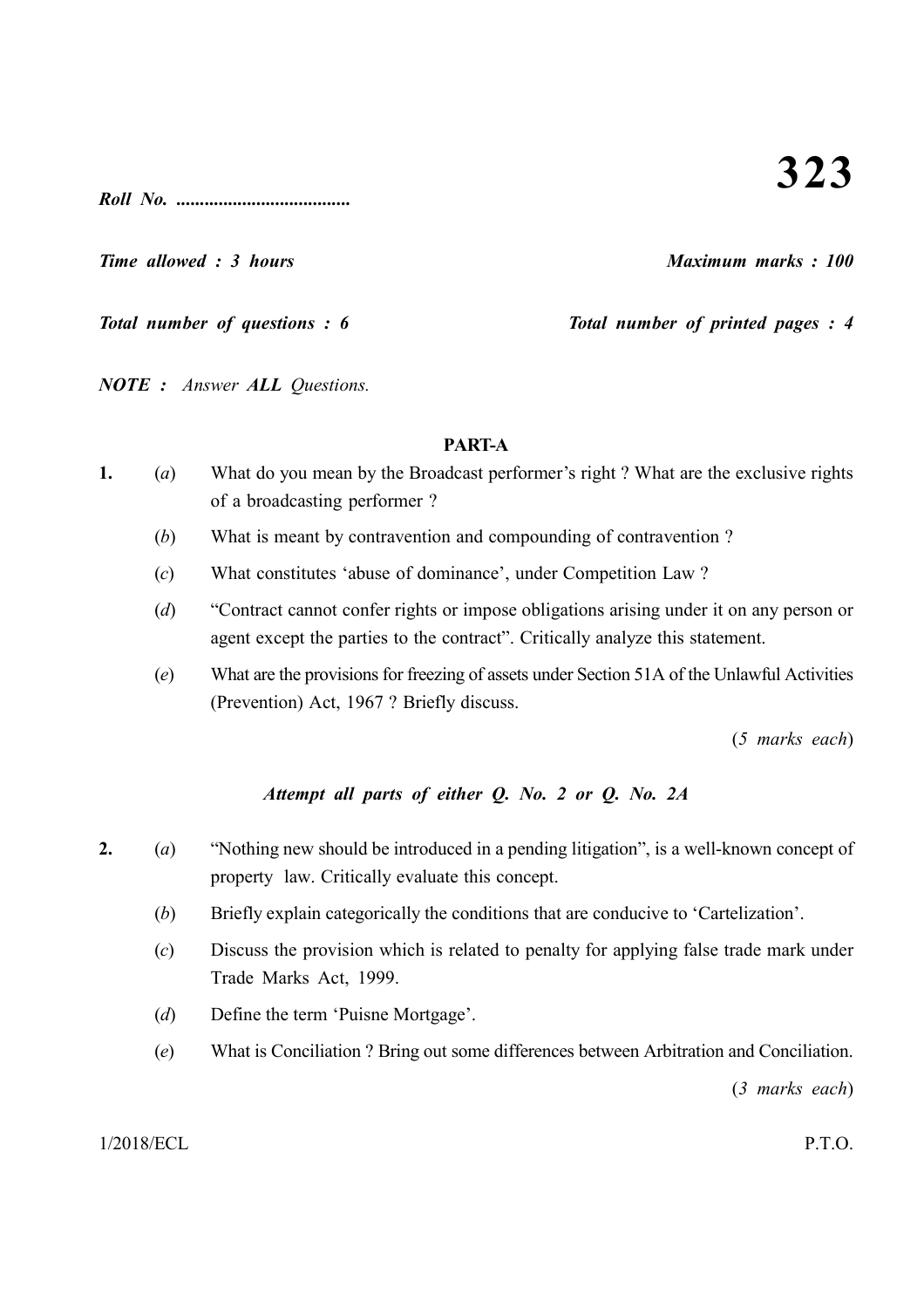# 323

***Roll No. ....................................***

***Time allowed : 3 hours*** ***Maximum marks : 100***

***Total number of questions : 6*** ***Total number of printed pages : 4***

***NOTE :*** *Answer* ***ALL*** *Questions.*

## PART-A

**1.** (*a*) What do you mean by the Broadcast performer's right ? What are the exclusive rights of a broadcasting performer ?

(*b*) What is meant by contravention and compounding of contravention ?

(*c*) What constitutes 'abuse of dominance', under Competition Law ?

(*d*) "Contract cannot confer rights or impose obligations arising under it on any person or agent except the parties to the contract". Critically analyze this statement.

(*e*) What are the provisions for freezing of assets under Section 51A of the Unlawful Activities (Prevention) Act, 1967 ? Briefly discuss.

(*5 marks each*)

***Attempt all parts of either Q. No. 2 or Q. No. 2A***

**2.** (*a*) "Nothing new should be introduced in a pending litigation", is a well-known concept of property law. Critically evaluate this concept.

(*b*) Briefly explain categorically the conditions that are conducive to 'Cartelization'.

(*c*) Discuss the provision which is related to penalty for applying false trade mark under Trade Marks Act, 1999.

(*d*) Define the term 'Puisne Mortgage'.

(*e*) What is Conciliation ? Bring out some differences between Arbitration and Conciliation.

(*3 marks each*)

1/2018/ECL P.T.O.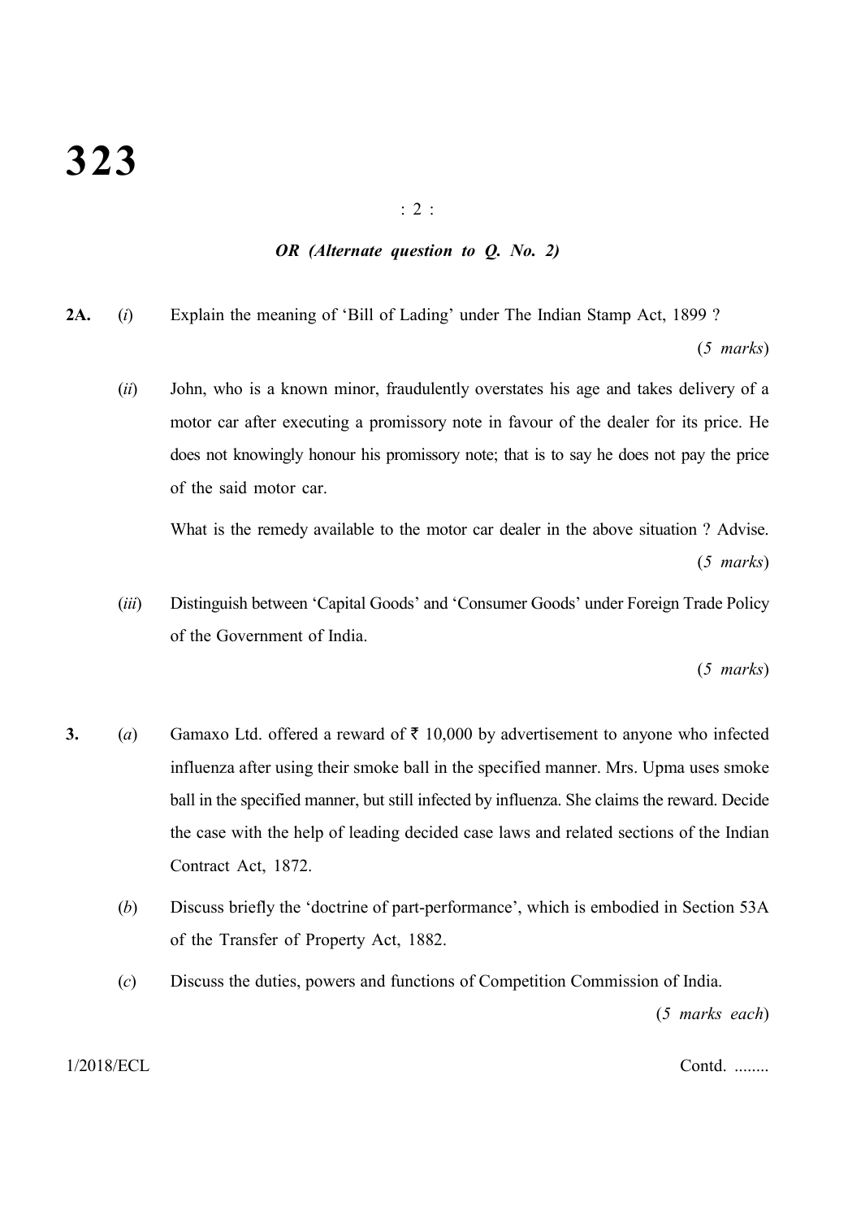*OR (Alternate question to Q. No. 2)*

**2A.** (*i*) Explain the meaning of 'Bill of Lading' under The Indian Stamp Act, 1899 ?

(*5 marks*)

(*ii*) John, who is a known minor, fraudulently overstates his age and takes delivery of a motor car after executing a promissory note in favour of the dealer for its price. He does not knowingly honour his promissory note; that is to say he does not pay the price of the said motor car.

What is the remedy available to the motor car dealer in the above situation ? Advise.

(*5 marks*)

(*iii*) Distinguish between 'Capital Goods' and 'Consumer Goods' under Foreign Trade Policy of the Government of India.

(*5 marks*)

**3.** (*a*) Gamaxo Ltd. offered a reward of ₹ 10,000 by advertisement to anyone who infected influenza after using their smoke ball in the specified manner. Mrs. Upma uses smoke ball in the specified manner, but still infected by influenza. She claims the reward. Decide the case with the help of leading decided case laws and related sections of the Indian Contract Act, 1872.

(*b*) Discuss briefly the 'doctrine of part-performance', which is embodied in Section 53A of the Transfer of Property Act, 1882.

(*c*) Discuss the duties, powers and functions of Competition Commission of India.

(*5 marks each*)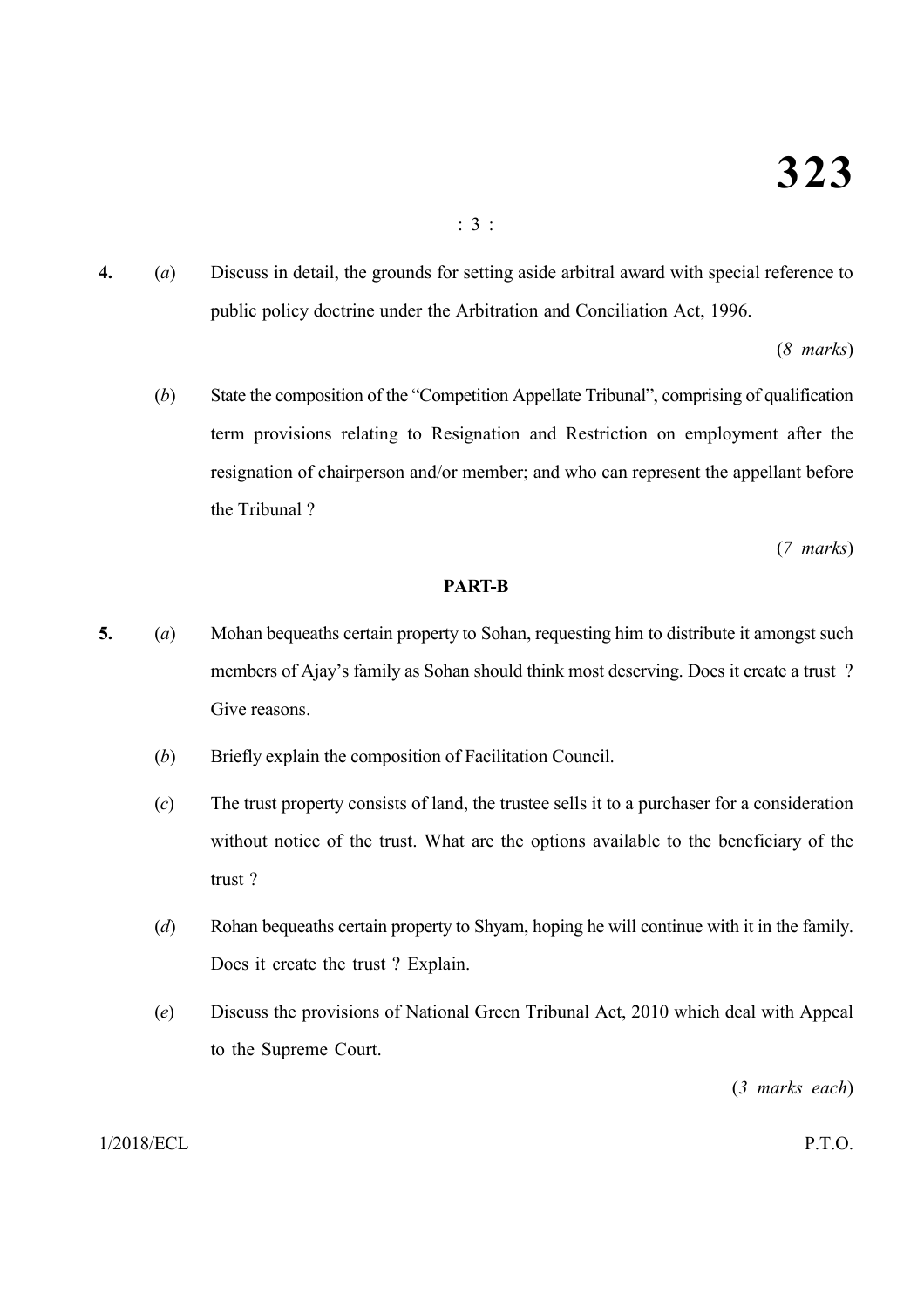**4.** (*a*) Discuss in detail, the grounds for setting aside arbitral award with special reference to public policy doctrine under the Arbitration and Conciliation Act, 1996.

(*8 marks*)

(*b*) State the composition of the "Competition Appellate Tribunal", comprising of qualification term provisions relating to Resignation and Restriction on employment after the resignation of chairperson and/or member; and who can represent the appellant before the Tribunal ?

(*7 marks*)

## PART-B

**5.** (*a*) Mohan bequeaths certain property to Sohan, requesting him to distribute it amongst such members of Ajay's family as Sohan should think most deserving. Does it create a trust ? Give reasons.

(*b*) Briefly explain the composition of Facilitation Council.

(*c*) The trust property consists of land, the trustee sells it to a purchaser for a consideration without notice of the trust. What are the options available to the beneficiary of the trust ?

(*d*) Rohan bequeaths certain property to Shyam, hoping he will continue with it in the family. Does it create the trust ? Explain.

(*e*) Discuss the provisions of National Green Tribunal Act, 2010 which deal with Appeal to the Supreme Court.

(*3 marks each*)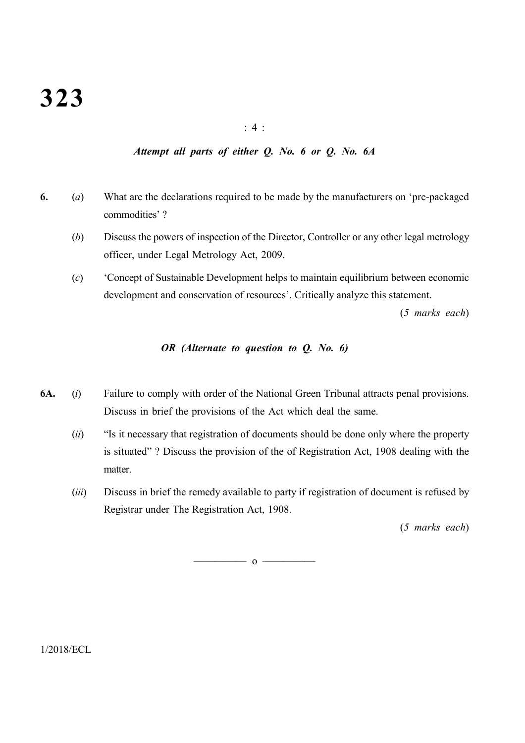*Attempt all parts of either Q. No. 6 or Q. No. 6A*

**6.** (*a*) What are the declarations required to be made by the manufacturers on 'pre-packaged commodities' ?

(*b*) Discuss the powers of inspection of the Director, Controller or any other legal metrology officer, under Legal Metrology Act, 2009.

(*c*) 'Concept of Sustainable Development helps to maintain equilibrium between economic development and conservation of resources'. Critically analyze this statement.

(*5 marks each*)

***OR (Alternate to question to Q. No. 6)***

**6A.** (*i*) Failure to comply with order of the National Green Tribunal attracts penal provisions. Discuss in brief the provisions of the Act which deal the same.

(*ii*) "Is it necessary that registration of documents should be done only where the property is situated" ? Discuss the provision of the of Registration Act, 1908 dealing with the matter.

(*iii*) Discuss in brief the remedy available to party if registration of document is refused by Registrar under The Registration Act, 1908.

(*5 marks each*)

—————— o ——————